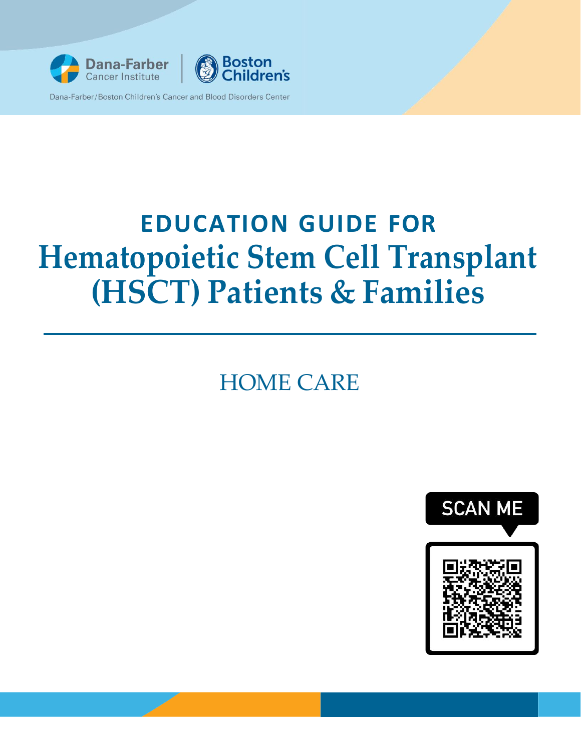Dana-Farber Cancer Institute | Boston Children's

Dana-Farber/Boston Children's Cancer and Blood Disorders Center

# EDUCATION GUIDE FOR Hematopoietic Stem Cell Transplant (HSCT) Patients & Families

## HOME CARE

SCAN ME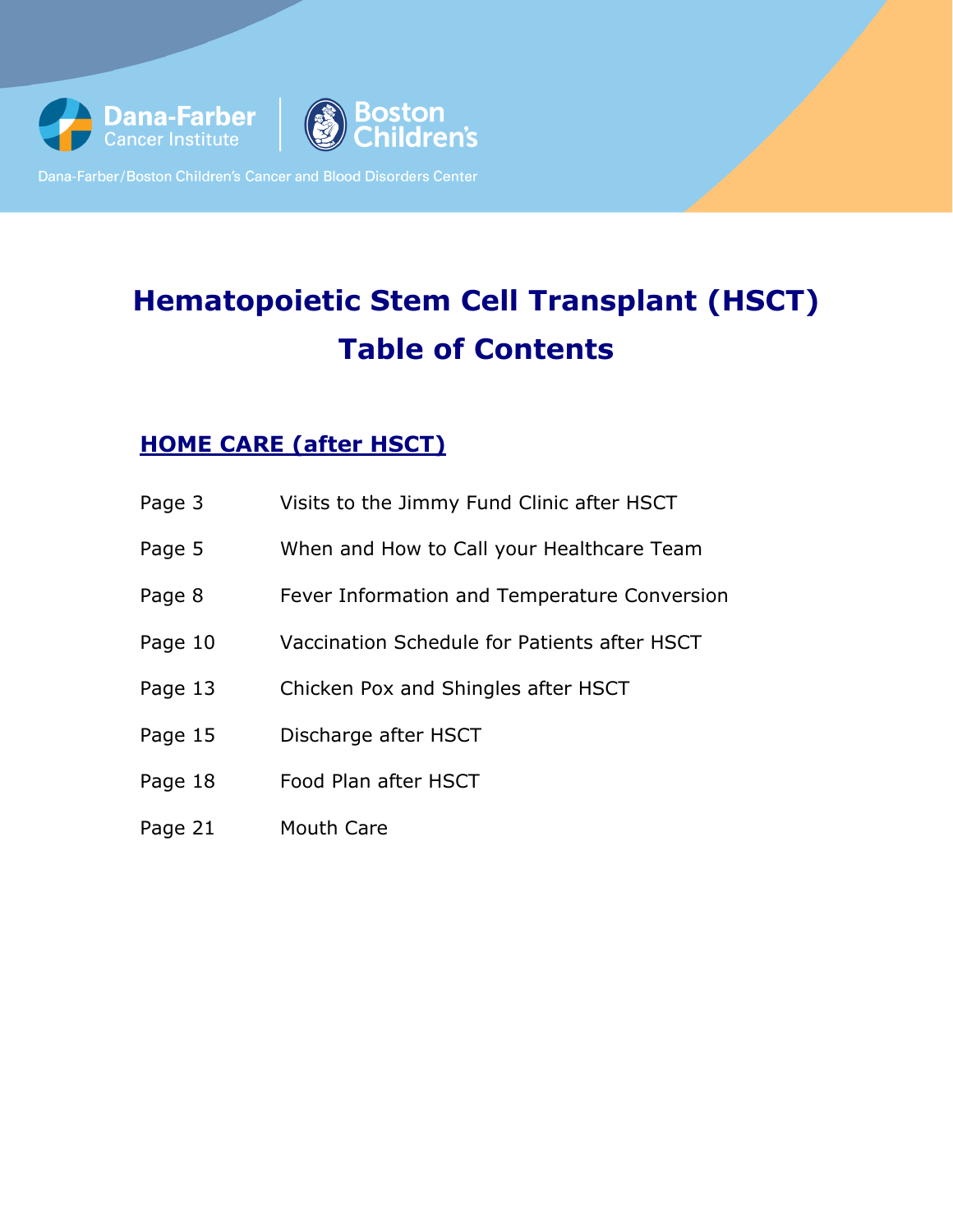Dana-Farber Cancer Institute | Boston Children's

Dana-Farber/Boston Children's Cancer and Blood Disorders Center

# Hematopoietic Stem Cell Transplant (HSCT) Table of Contents

## HOME CARE (after HSCT)

| | |
|---|---|
| Page 3 | Visits to the Jimmy Fund Clinic after HSCT |
| Page 5 | When and How to Call your Healthcare Team |
| Page 8 | Fever Information and Temperature Conversion |
| Page 10 | Vaccination Schedule for Patients after HSCT |
| Page 13 | Chicken Pox and Shingles after HSCT |
| Page 15 | Discharge after HSCT |
| Page 18 | Food Plan after HSCT |
| Page 21 | Mouth Care |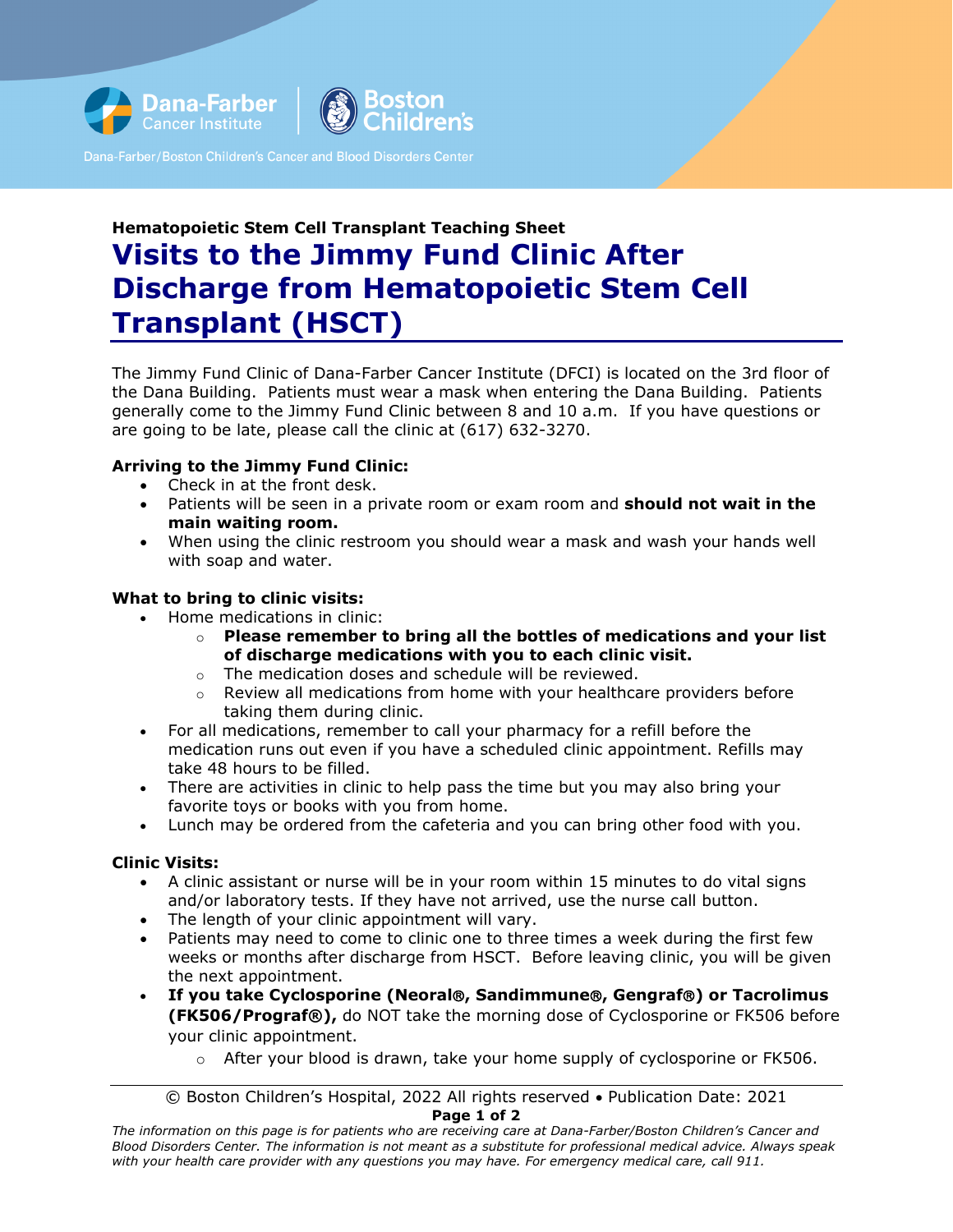Dana-Farber Cancer Institute | Boston Children's

Dana-Farber/Boston Children's Cancer and Blood Disorders Center

**Hematopoietic Stem Cell Transplant Teaching Sheet**

# Visits to the Jimmy Fund Clinic After Discharge from Hematopoietic Stem Cell Transplant (HSCT)

The Jimmy Fund Clinic of Dana-Farber Cancer Institute (DFCI) is located on the 3rd floor of the Dana Building. Patients must wear a mask when entering the Dana Building. Patients generally come to the Jimmy Fund Clinic between 8 and 10 a.m. If you have questions or are going to be late, please call the clinic at (617) 632-3270.

### Arriving to the Jimmy Fund Clinic:

- Check in at the front desk.
- Patients will be seen in a private room or exam room and **should not wait in the main waiting room.**
- When using the clinic restroom you should wear a mask and wash your hands well with soap and water.

### What to bring to clinic visits:

- Home medications in clinic:
  - **Please remember to bring all the bottles of medications and your list of discharge medications with you to each clinic visit.**
  - The medication doses and schedule will be reviewed.
  - Review all medications from home with your healthcare providers before taking them during clinic.
- For all medications, remember to call your pharmacy for a refill before the medication runs out even if you have a scheduled clinic appointment. Refills may take 48 hours to be filled.
- There are activities in clinic to help pass the time but you may also bring your favorite toys or books with you from home.
- Lunch may be ordered from the cafeteria and you can bring other food with you.

### Clinic Visits:

- A clinic assistant or nurse will be in your room within 15 minutes to do vital signs and/or laboratory tests. If they have not arrived, use the nurse call button.
- The length of your clinic appointment will vary.
- Patients may need to come to clinic one to three times a week during the first few weeks or months after discharge from HSCT. Before leaving clinic, you will be given the next appointment.
- **If you take Cyclosporine (Neoral®, Sandimmune®, Gengraf®) or Tacrolimus (FK506/Prograf®),** do NOT take the morning dose of Cyclosporine or FK506 before your clinic appointment.
  - After your blood is drawn, take your home supply of cyclosporine or FK506.

© Boston Children's Hospital, 2022 All rights reserved • Publication Date: 2021

*The information on this page is for patients who are receiving care at Dana-Farber/Boston Children's Cancer and Blood Disorders Center. The information is not meant as a substitute for professional medical advice. Always speak with your health care provider with any questions you may have. For emergency medical care, call 911.*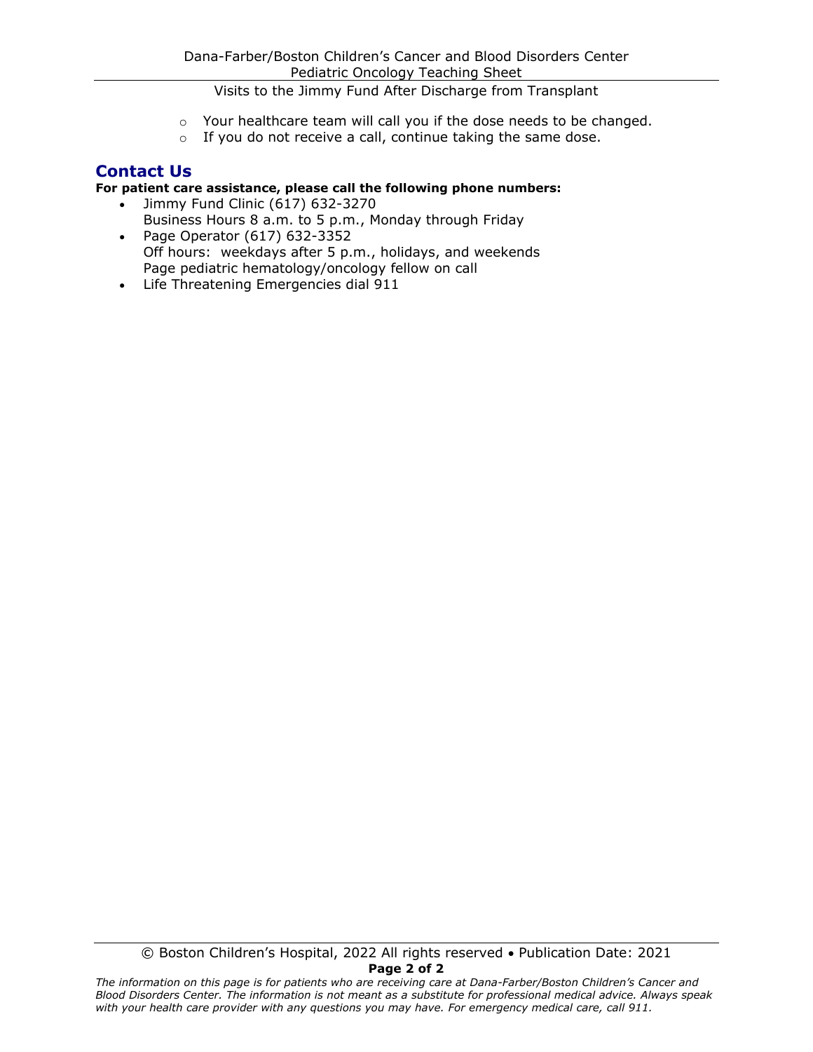- Your healthcare team will call you if the dose needs to be changed.
- If you do not receive a call, continue taking the same dose.

## Contact Us

**For patient care assistance, please call the following phone numbers:**

- Jimmy Fund Clinic (617) 632-3270
  Business Hours 8 a.m. to 5 p.m., Monday through Friday
- Page Operator (617) 632-3352
  Off hours: weekdays after 5 p.m., holidays, and weekends
  Page pediatric hematology/oncology fellow on call
- Life Threatening Emergencies dial 911

© Boston Children's Hospital, 2022 All rights reserved • Publication Date: 2021

*The information on this page is for patients who are receiving care at Dana-Farber/Boston Children's Cancer and Blood Disorders Center. The information is not meant as a substitute for professional medical advice. Always speak with your health care provider with any questions you may have. For emergency medical care, call 911.*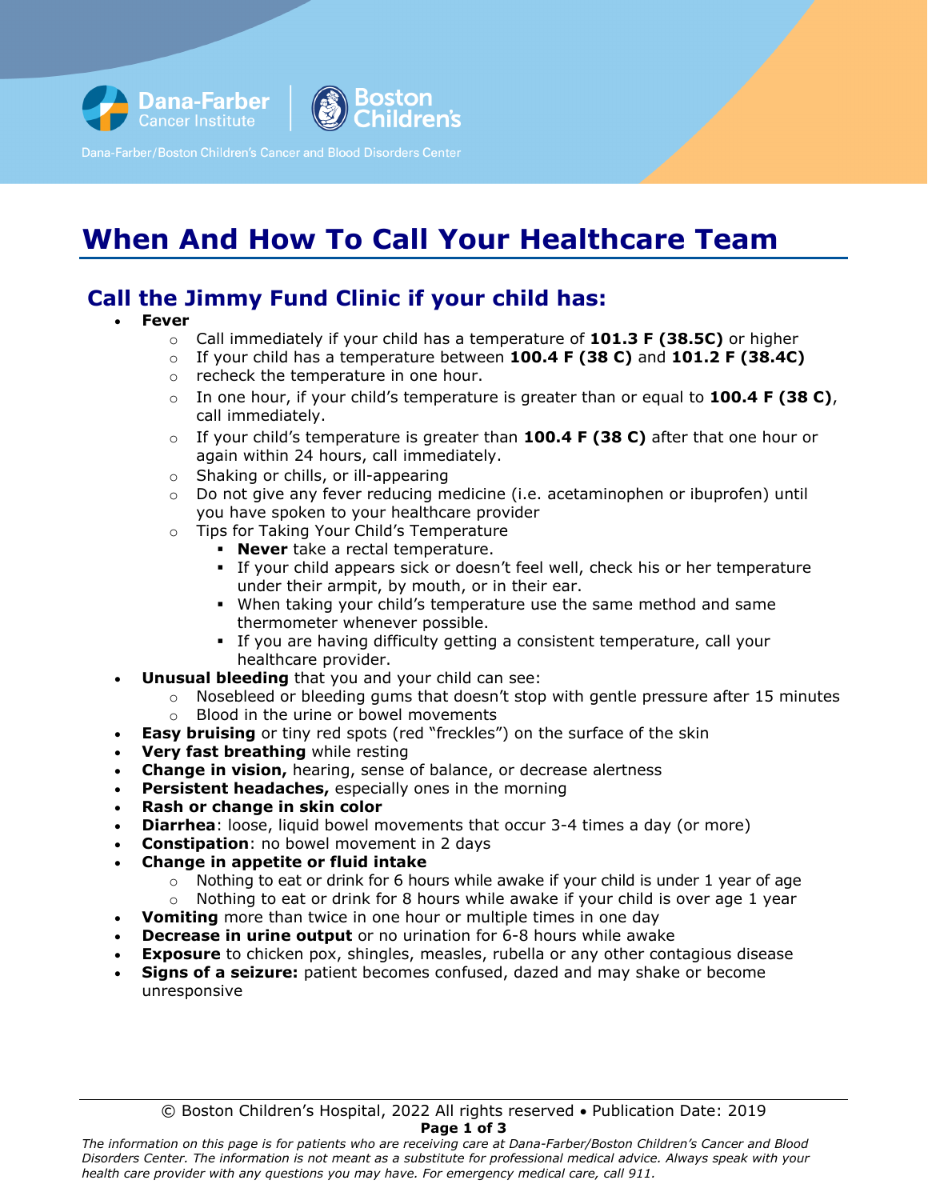Dana-Farber Cancer Institute | Boston Children's

Dana-Farber/Boston Children's Cancer and Blood Disorders Center

# When And How To Call Your Healthcare Team

## Call the Jimmy Fund Clinic if your child has:

- **Fever**
  - Call immediately if your child has a temperature of **101.3 F (38.5C)** or higher
  - If your child has a temperature between **100.4 F (38 C)** and **101.2 F (38.4C)**
  - recheck the temperature in one hour.
  - In one hour, if your child's temperature is greater than or equal to **100.4 F (38 C)**, call immediately.
  - If your child's temperature is greater than **100.4 F (38 C)** after that one hour or again within 24 hours, call immediately.
  - Shaking or chills, or ill-appearing
  - Do not give any fever reducing medicine (i.e. acetaminophen or ibuprofen) until you have spoken to your healthcare provider
  - Tips for Taking Your Child's Temperature
    - **Never** take a rectal temperature.
    - If your child appears sick or doesn't feel well, check his or her temperature under their armpit, by mouth, or in their ear.
    - When taking your child's temperature use the same method and same thermometer whenever possible.
    - If you are having difficulty getting a consistent temperature, call your healthcare provider.
- **Unusual bleeding** that you and your child can see:
  - Nosebleed or bleeding gums that doesn't stop with gentle pressure after 15 minutes
  - Blood in the urine or bowel movements
- **Easy bruising** or tiny red spots (red "freckles") on the surface of the skin
- **Very fast breathing** while resting
- **Change in vision,** hearing, sense of balance, or decrease alertness
- **Persistent headaches,** especially ones in the morning
- **Rash or change in skin color**
- **Diarrhea**: loose, liquid bowel movements that occur 3-4 times a day (or more)
- **Constipation**: no bowel movement in 2 days
- **Change in appetite or fluid intake**
  - Nothing to eat or drink for 6 hours while awake if your child is under 1 year of age
  - Nothing to eat or drink for 8 hours while awake if your child is over age 1 year
- **Vomiting** more than twice in one hour or multiple times in one day
- **Decrease in urine output** or no urination for 6-8 hours while awake
- **Exposure** to chicken pox, shingles, measles, rubella or any other contagious disease
- **Signs of a seizure:** patient becomes confused, dazed and may shake or become unresponsive

© Boston Children's Hospital, 2022 All rights reserved • Publication Date: 2019

*The information on this page is for patients who are receiving care at Dana-Farber/Boston Children's Cancer and Blood Disorders Center. The information is not meant as a substitute for professional medical advice. Always speak with your health care provider with any questions you may have. For emergency medical care, call 911.*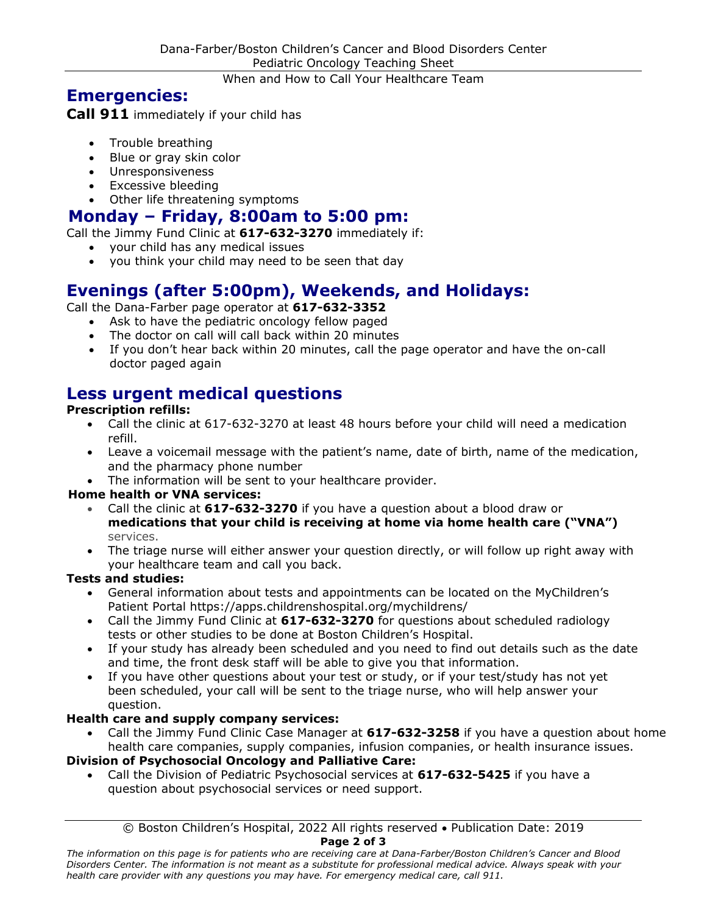## Emergencies:

**Call 911** immediately if your child has

- Trouble breathing
- Blue or gray skin color
- Unresponsiveness
- Excessive bleeding
- Other life threatening symptoms

## Monday – Friday, 8:00am to 5:00 pm:

Call the Jimmy Fund Clinic at **617-632-3270** immediately if:

- your child has any medical issues
- you think your child may need to be seen that day

## Evenings (after 5:00pm), Weekends, and Holidays:

Call the Dana-Farber page operator at **617-632-3352**

- Ask to have the pediatric oncology fellow paged
- The doctor on call will call back within 20 minutes
- If you don't hear back within 20 minutes, call the page operator and have the on-call doctor paged again

## Less urgent medical questions

**Prescription refills:**

- Call the clinic at 617-632-3270 at least 48 hours before your child will need a medication refill.
- Leave a voicemail message with the patient's name, date of birth, name of the medication, and the pharmacy phone number
- The information will be sent to your healthcare provider.

**Home health or VNA services:**

- Call the clinic at **617-632-3270** if you have a question about a blood draw or **medications that your child is receiving at home via home health care ("VNA")** services.
- The triage nurse will either answer your question directly, or will follow up right away with your healthcare team and call you back.

**Tests and studies:**

- General information about tests and appointments can be located on the MyChildren's Patient Portal https://apps.childrenshospital.org/mychildrens/
- Call the Jimmy Fund Clinic at **617-632-3270** for questions about scheduled radiology tests or other studies to be done at Boston Children's Hospital.
- If your study has already been scheduled and you need to find out details such as the date and time, the front desk staff will be able to give you that information.
- If you have other questions about your test or study, or if your test/study has not yet been scheduled, your call will be sent to the triage nurse, who will help answer your question.

**Health care and supply company services:**

- Call the Jimmy Fund Clinic Case Manager at **617-632-3258** if you have a question about home health care companies, supply companies, infusion companies, or health insurance issues.

**Division of Psychosocial Oncology and Palliative Care:**

- Call the Division of Pediatric Psychosocial services at **617-632-5425** if you have a question about psychosocial services or need support.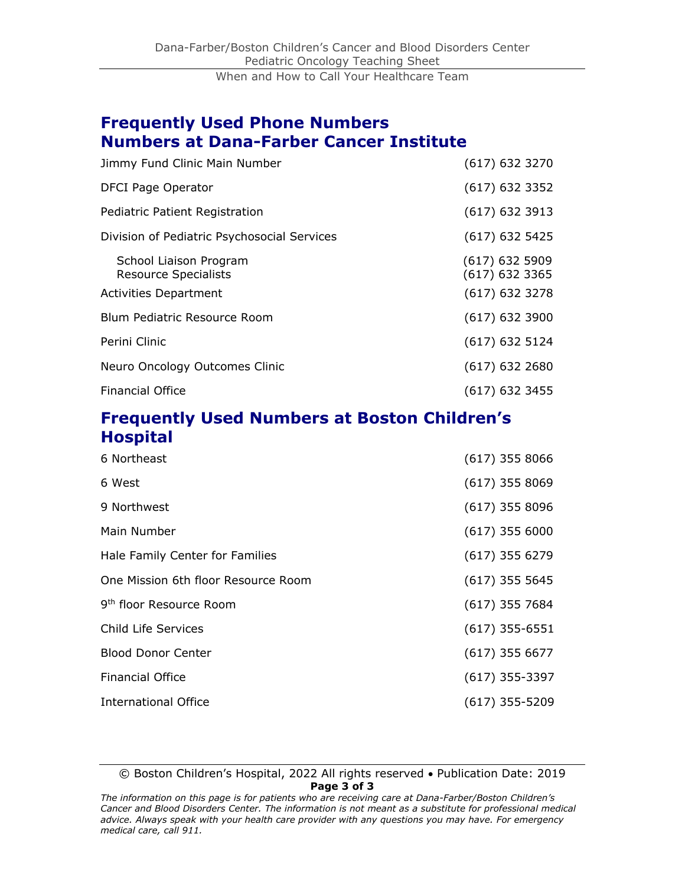## Frequently Used Phone Numbers Numbers at Dana-Farber Cancer Institute

| | |
|---|---|
| Jimmy Fund Clinic Main Number | (617) 632 3270 |
| DFCI Page Operator | (617) 632 3352 |
| Pediatric Patient Registration | (617) 632 3913 |
| Division of Pediatric Psychosocial Services | (617) 632 5425 |
| School Liaison Program | (617) 632 5909 |
| Resource Specialists | (617) 632 3365 |
| Activities Department | (617) 632 3278 |
| Blum Pediatric Resource Room | (617) 632 3900 |
| Perini Clinic | (617) 632 5124 |
| Neuro Oncology Outcomes Clinic | (617) 632 2680 |
| Financial Office | (617) 632 3455 |

## Frequently Used Numbers at Boston Children's Hospital

| | |
|---|---|
| 6 Northeast | (617) 355 8066 |
| 6 West | (617) 355 8069 |
| 9 Northwest | (617) 355 8096 |
| Main Number | (617) 355 6000 |
| Hale Family Center for Families | (617) 355 6279 |
| One Mission 6th floor Resource Room | (617) 355 5645 |
| 9th floor Resource Room | (617) 355 7684 |
| Child Life Services | (617) 355-6551 |
| Blood Donor Center | (617) 355 6677 |
| Financial Office | (617) 355-3397 |
| International Office | (617) 355-5209 |

© Boston Children's Hospital, 2022 All rights reserved • Publication Date: 2019

*The information on this page is for patients who are receiving care at Dana-Farber/Boston Children's Cancer and Blood Disorders Center. The information is not meant as a substitute for professional medical advice. Always speak with your health care provider with any questions you may have. For emergency medical care, call 911.*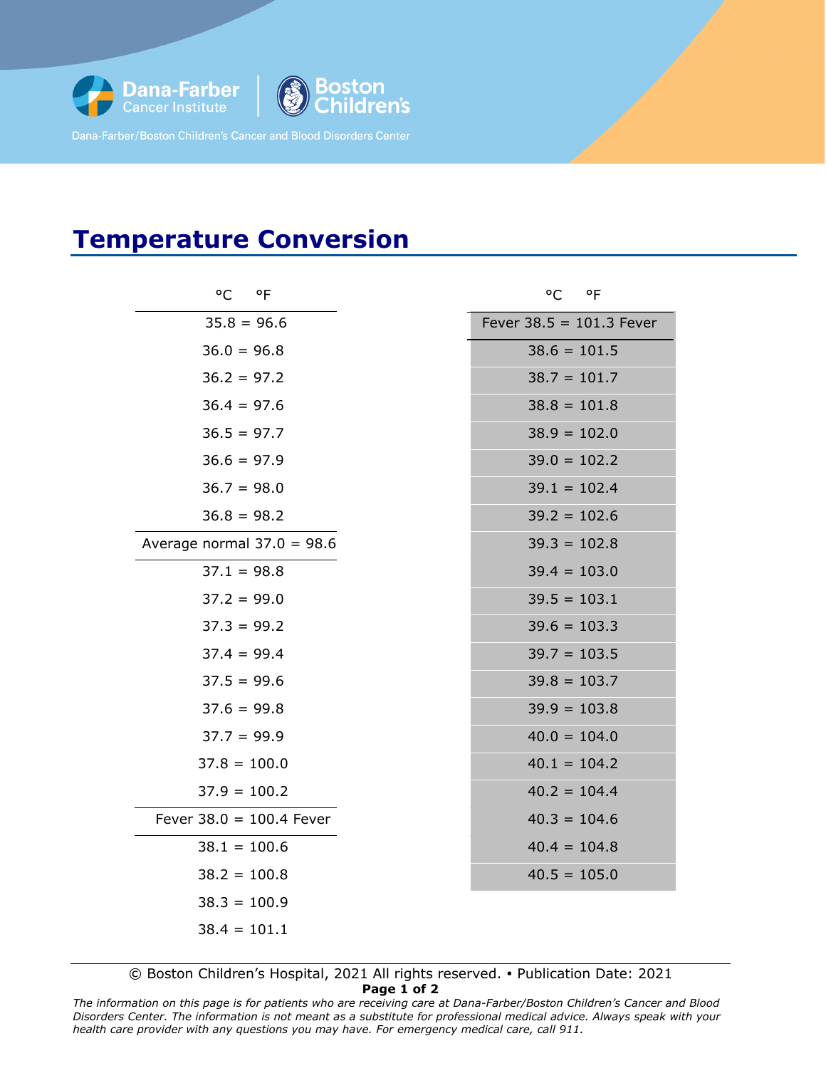Dana-Farber Cancer Institute | Boston Children's

Dana-Farber/Boston Children's Cancer and Blood Disorders Center

# Temperature Conversion

| °C | | °F |
|---|---|---|
| 35.8 | = | 96.6 |
| 36.0 | = | 96.8 |
| 36.2 | = | 97.2 |
| 36.4 | = | 97.6 |
| 36.5 | = | 97.7 |
| 36.6 | = | 97.9 |
| 36.7 | = | 98.0 |
| 36.8 | = | 98.2 |
| Average normal 37.0 | = | 98.6 |
| 37.1 | = | 98.8 |
| 37.2 | = | 99.0 |
| 37.3 | = | 99.2 |
| 37.4 | = | 99.4 |
| 37.5 | = | 99.6 |
| 37.6 | = | 99.8 |
| 37.7 | = | 99.9 |
| 37.8 | = | 100.0 |
| 37.9 | = | 100.2 |
| Fever 38.0 | = | 100.4 Fever |
| 38.1 | = | 100.6 |
| 38.2 | = | 100.8 |
| 38.3 | = | 100.9 |
| 38.4 | = | 101.1 |

| °C | | °F |
|---|---|---|
| Fever 38.5 | = | 101.3 Fever |
| 38.6 | = | 101.5 |
| 38.7 | = | 101.7 |
| 38.8 | = | 101.8 |
| 38.9 | = | 102.0 |
| 39.0 | = | 102.2 |
| 39.1 | = | 102.4 |
| 39.2 | = | 102.6 |
| 39.3 | = | 102.8 |
| 39.4 | = | 103.0 |
| 39.5 | = | 103.1 |
| 39.6 | = | 103.3 |
| 39.7 | = | 103.5 |
| 39.8 | = | 103.7 |
| 39.9 | = | 103.8 |
| 40.0 | = | 104.0 |
| 40.1 | = | 104.2 |
| 40.2 | = | 104.4 |
| 40.3 | = | 104.6 |
| 40.4 | = | 104.8 |
| 40.5 | = | 105.0 |

© Boston Children's Hospital, 2021 All rights reserved. • Publication Date: 2021

*The information on this page is for patients who are receiving care at Dana-Farber/Boston Children's Cancer and Blood Disorders Center. The information is not meant as a substitute for professional medical advice. Always speak with your health care provider with any questions you may have. For emergency medical care, call 911.*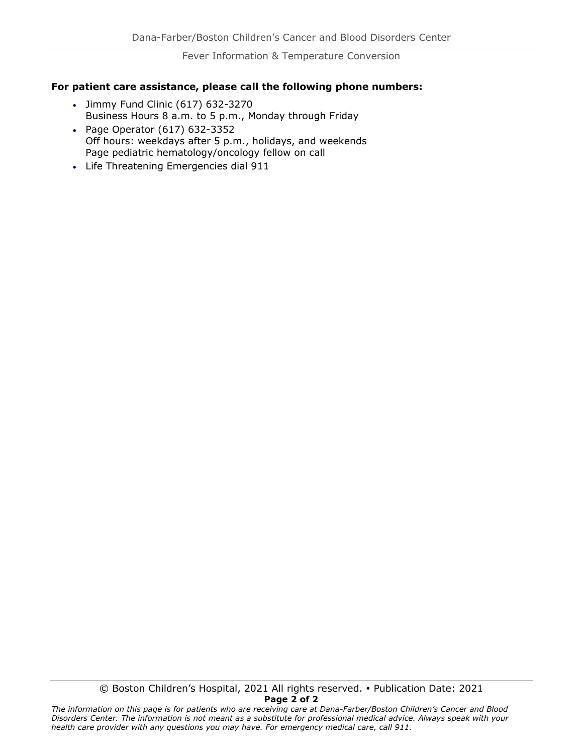**For patient care assistance, please call the following phone numbers:**

- Jimmy Fund Clinic (617) 632-3270
  Business Hours 8 a.m. to 5 p.m., Monday through Friday
- Page Operator (617) 632-3352
  Off hours: weekdays after 5 p.m., holidays, and weekends
  Page pediatric hematology/oncology fellow on call
- Life Threatening Emergencies dial 911

© Boston Children's Hospital, 2021 All rights reserved. • Publication Date: 2021

*The information on this page is for patients who are receiving care at Dana-Farber/Boston Children's Cancer and Blood Disorders Center. The information is not meant as a substitute for professional medical advice. Always speak with your health care provider with any questions you may have. For emergency medical care, call 911.*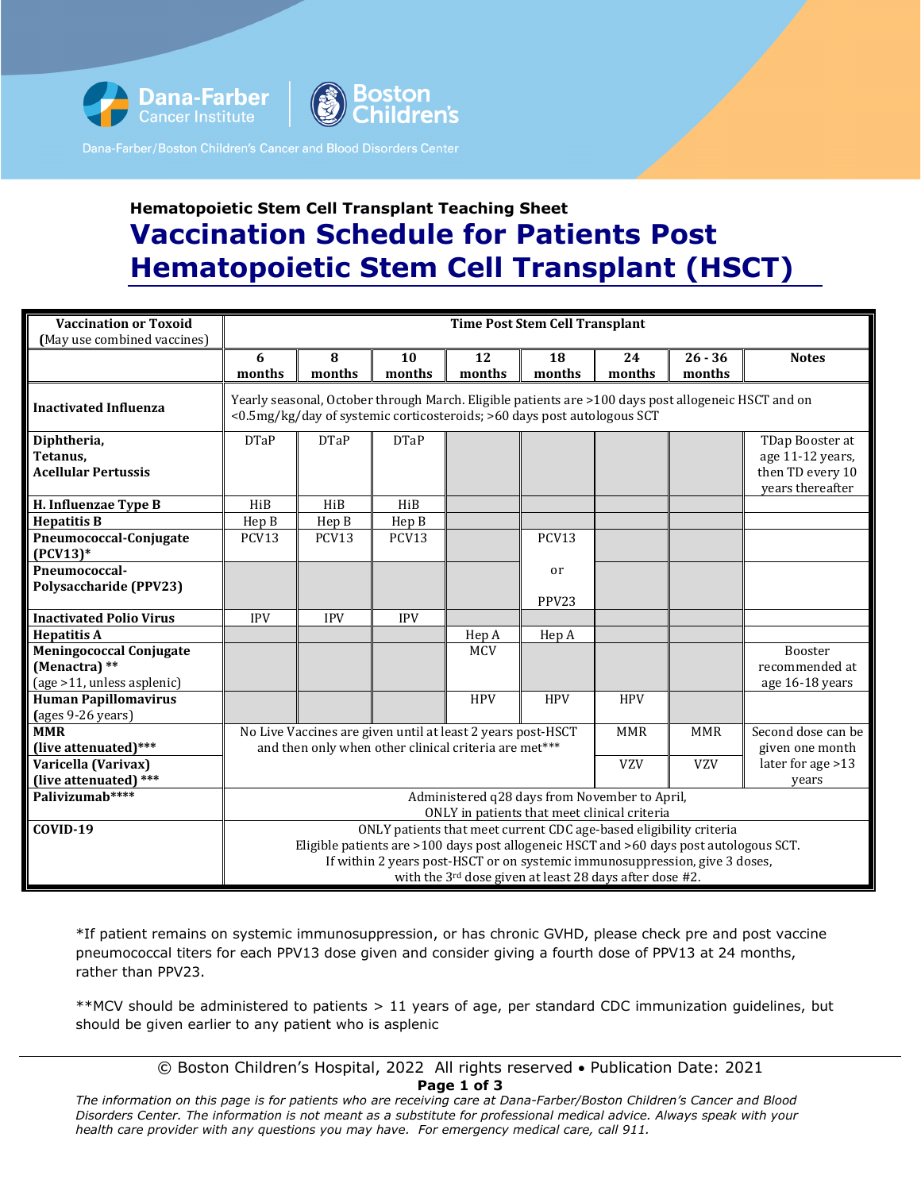Dana-Farber Cancer Institute | Boston Children's

Dana-Farber/Boston Children's Cancer and Blood Disorders Center

**Hematopoietic Stem Cell Transplant Teaching Sheet**

# Vaccination Schedule for Patients Post Hematopoietic Stem Cell Transplant (HSCT)

| Vaccination or Toxoid (May use combined vaccines) | Time Post Stem Cell Transplant | | | | | | | |
|---|---|---|---|---|---|---|---|---|
| | 6 months | 8 months | 10 months | 12 months | 18 months | 24 months | 26 - 36 months | Notes |
| **Inactivated Influenza** | Yearly seasonal, October through March. Eligible patients are >100 days post allogeneic HSCT and on <0.5mg/kg/day of systemic corticosteroids; >60 days post autologous SCT | | | | | | | |
| **Diphtheria, Tetanus, Acellular Pertussis** | DTaP | DTaP | DTaP | | | | | TDap Booster at age 11-12 years, then TD every 10 years thereafter |
| **H. Influenzae Type B** | HiB | HiB | HiB | | | | | |
| **Hepatitis B** | Hep B | Hep B | Hep B | | | | | |
| **Pneumococcal-Conjugate (PCV13)*** | PCV13 | PCV13 | PCV13 | | PCV13 | | | |
| **Pneumococcal-Polysaccharide (PPV23)** | | | | | or PPV23 | | | |
| **Inactivated Polio Virus** | IPV | IPV | IPV | | | | | |
| **Hepatitis A** | | | | Hep A | Hep A | | | |
| **Meningococcal Conjugate (Menactra) **** (age >11, unless asplenic) | | | | MCV | | | | Booster recommended at age 16-18 years |
| **Human Papillomavirus** (ages 9-26 years) | | | | HPV | HPV | HPV | | |
| **MMR (live attenuated)***** | No Live Vaccines are given until at least 2 years post-HSCT and then only when other clinical criteria are met*** | | | | | MMR | MMR | Second dose can be given one month later for age >13 years |
| **Varicella (Varivax) (live attenuated) ***** | | | | | | VZV | VZV | |
| **Palivizumab******* | Administered q28 days from November to April, ONLY in patients that meet clinical criteria | | | | | | | |
| **COVID-19** | ONLY patients that meet current CDC age-based eligibility criteria. Eligible patients are >100 days post allogeneic HSCT and >60 days post autologous SCT. If within 2 years post-HSCT or on systemic immunosuppression, give 3 doses, with the 3rd dose given at least 28 days after dose #2. | | | | | | | |

*If patient remains on systemic immunosuppression, or has chronic GVHD, please check pre and post vaccine pneumococcal titers for each PPV13 dose given and consider giving a fourth dose of PPV13 at 24 months, rather than PPV23.

**MCV should be administered to patients > 11 years of age, per standard CDC immunization guidelines, but should be given earlier to any patient who is asplenic

© Boston Children's Hospital, 2022 All rights reserved • Publication Date: 2021

*The information on this page is for patients who are receiving care at Dana-Farber/Boston Children's Cancer and Blood Disorders Center. The information is not meant as a substitute for professional medical advice. Always speak with your health care provider with any questions you may have. For emergency medical care, call 911.*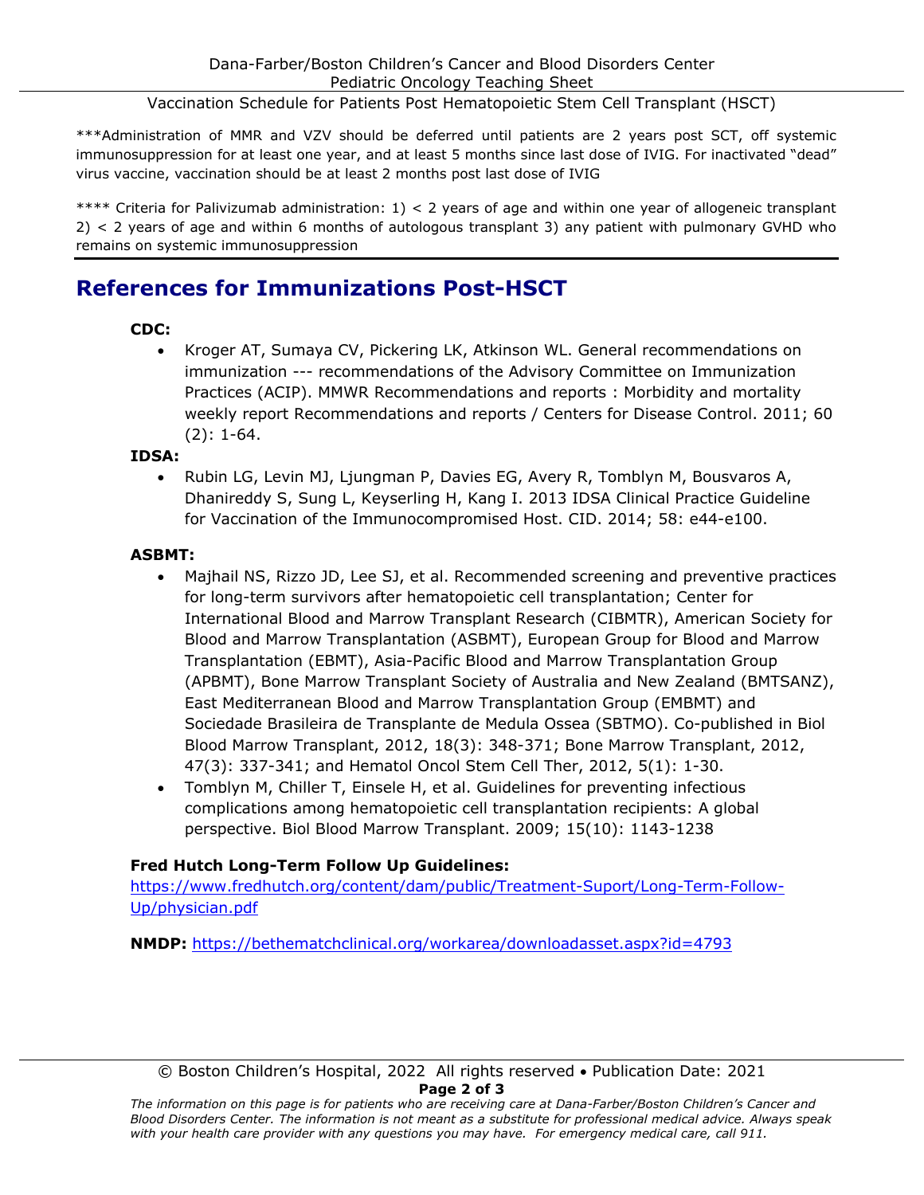***Administration of MMR and VZV should be deferred until patients are 2 years post SCT, off systemic immunosuppression for at least one year, and at least 5 months since last dose of IVIG. For inactivated "dead" virus vaccine, vaccination should be at least 2 months post last dose of IVIG

**** Criteria for Palivizumab administration: 1) < 2 years of age and within one year of allogeneic transplant 2) < 2 years of age and within 6 months of autologous transplant 3) any patient with pulmonary GVHD who remains on systemic immunosuppression

## References for Immunizations Post-HSCT

**CDC:**

- Kroger AT, Sumaya CV, Pickering LK, Atkinson WL. General recommendations on immunization --- recommendations of the Advisory Committee on Immunization Practices (ACIP). MMWR Recommendations and reports : Morbidity and mortality weekly report Recommendations and reports / Centers for Disease Control. 2011; 60 (2): 1-64.

**IDSA:**

- Rubin LG, Levin MJ, Ljungman P, Davies EG, Avery R, Tomblyn M, Bousvaros A, Dhanireddy S, Sung L, Keyserling H, Kang I. 2013 IDSA Clinical Practice Guideline for Vaccination of the Immunocompromised Host. CID. 2014; 58: e44-e100.

**ASBMT:**

- Majhail NS, Rizzo JD, Lee SJ, et al. Recommended screening and preventive practices for long-term survivors after hematopoietic cell transplantation; Center for International Blood and Marrow Transplant Research (CIBMTR), American Society for Blood and Marrow Transplantation (ASBMT), European Group for Blood and Marrow Transplantation (EBMT), Asia-Pacific Blood and Marrow Transplantation Group (APBMT), Bone Marrow Transplant Society of Australia and New Zealand (BMTSANZ), East Mediterranean Blood and Marrow Transplantation Group (EMBMT) and Sociedade Brasileira de Transplante de Medula Ossea (SBTMO). Co-published in Biol Blood Marrow Transplant, 2012, 18(3): 348-371; Bone Marrow Transplant, 2012, 47(3): 337-341; and Hematol Oncol Stem Cell Ther, 2012, 5(1): 1-30.
- Tomblyn M, Chiller T, Einsele H, et al. Guidelines for preventing infectious complications among hematopoietic cell transplantation recipients: A global perspective. Biol Blood Marrow Transplant. 2009; 15(10): 1143-1238

**Fred Hutch Long-Term Follow Up Guidelines:**
https://www.fredhutch.org/content/dam/public/Treatment-Suport/Long-Term-Follow-Up/physician.pdf

**NMDP:** https://bethematchclinical.org/workarea/downloadasset.aspx?id=4793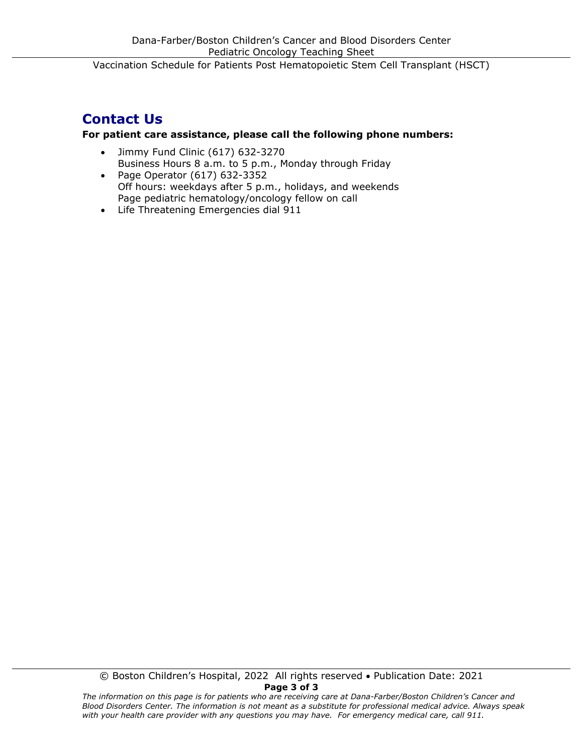## Contact Us

**For patient care assistance, please call the following phone numbers:**

- Jimmy Fund Clinic (617) 632-3270
  Business Hours 8 a.m. to 5 p.m., Monday through Friday
- Page Operator (617) 632-3352
  Off hours: weekdays after 5 p.m., holidays, and weekends
  Page pediatric hematology/oncology fellow on call
- Life Threatening Emergencies dial 911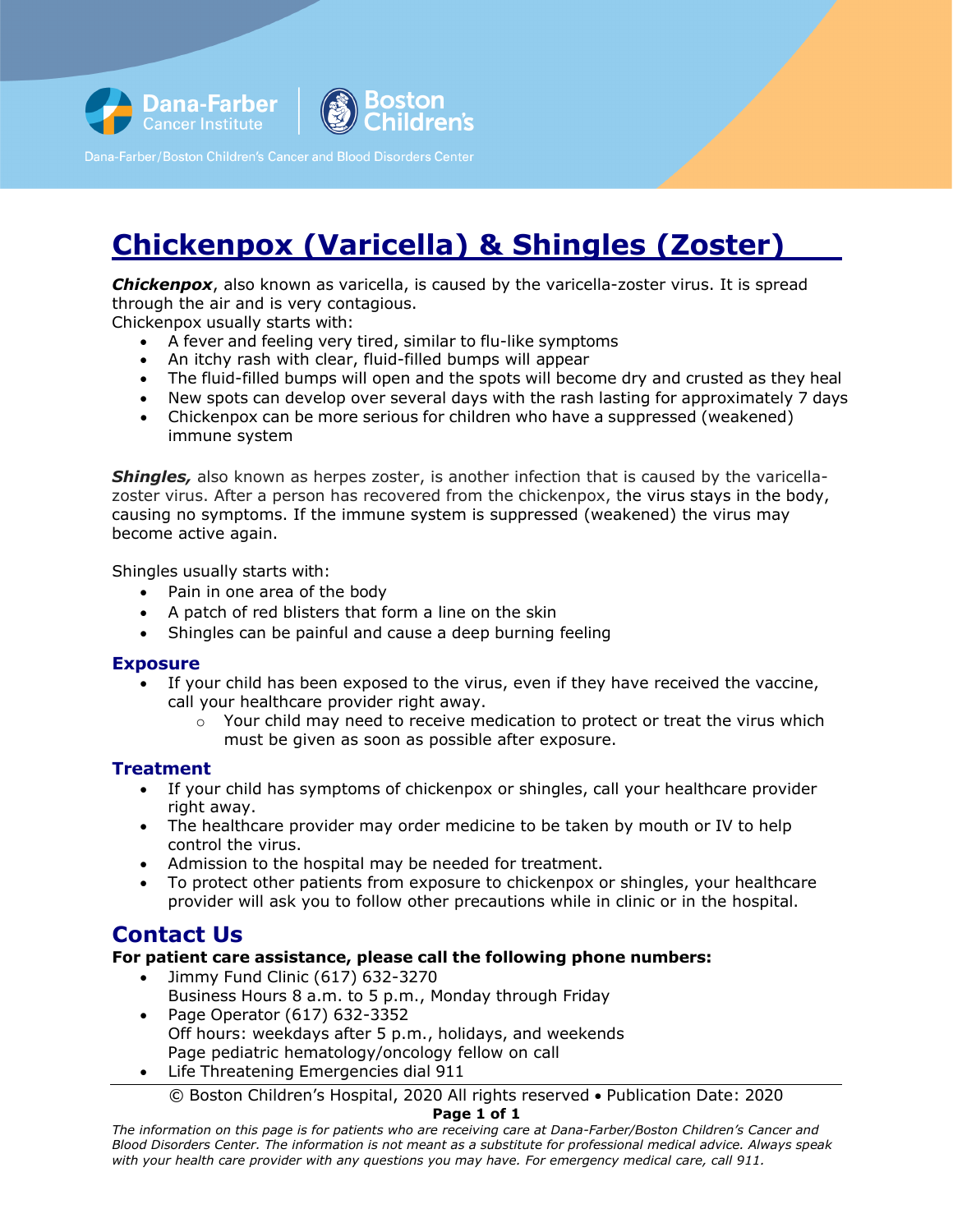Dana-Farber Cancer Institute | Boston Children's

Dana-Farber/Boston Children's Cancer and Blood Disorders Center

# Chickenpox (Varicella) & Shingles (Zoster)

***Chickenpox***, also known as varicella, is caused by the varicella-zoster virus. It is spread through the air and is very contagious.
Chickenpox usually starts with:

- A fever and feeling very tired, similar to flu-like symptoms
- An itchy rash with clear, fluid-filled bumps will appear
- The fluid-filled bumps will open and the spots will become dry and crusted as they heal
- New spots can develop over several days with the rash lasting for approximately 7 days
- Chickenpox can be more serious for children who have a suppressed (weakened) immune system

***Shingles,*** also known as herpes zoster, is another infection that is caused by the varicella-zoster virus. After a person has recovered from the chickenpox, the virus stays in the body, causing no symptoms. If the immune system is suppressed (weakened) the virus may become active again.

Shingles usually starts with:

- Pain in one area of the body
- A patch of red blisters that form a line on the skin
- Shingles can be painful and cause a deep burning feeling

### Exposure

- If your child has been exposed to the virus, even if they have received the vaccine, call your healthcare provider right away.
  - Your child may need to receive medication to protect or treat the virus which must be given as soon as possible after exposure.

### Treatment

- If your child has symptoms of chickenpox or shingles, call your healthcare provider right away.
- The healthcare provider may order medicine to be taken by mouth or IV to help control the virus.
- Admission to the hospital may be needed for treatment.
- To protect other patients from exposure to chickenpox or shingles, your healthcare provider will ask you to follow other precautions while in clinic or in the hospital.

## Contact Us

**For patient care assistance, please call the following phone numbers:**

- Jimmy Fund Clinic (617) 632-3270
  Business Hours 8 a.m. to 5 p.m., Monday through Friday
- Page Operator (617) 632-3352
  Off hours: weekdays after 5 p.m., holidays, and weekends
  Page pediatric hematology/oncology fellow on call
- Life Threatening Emergencies dial 911

© Boston Children's Hospital, 2020 All rights reserved • Publication Date: 2020

*The information on this page is for patients who are receiving care at Dana-Farber/Boston Children's Cancer and Blood Disorders Center. The information is not meant as a substitute for professional medical advice. Always speak with your health care provider with any questions you may have. For emergency medical care, call 911.*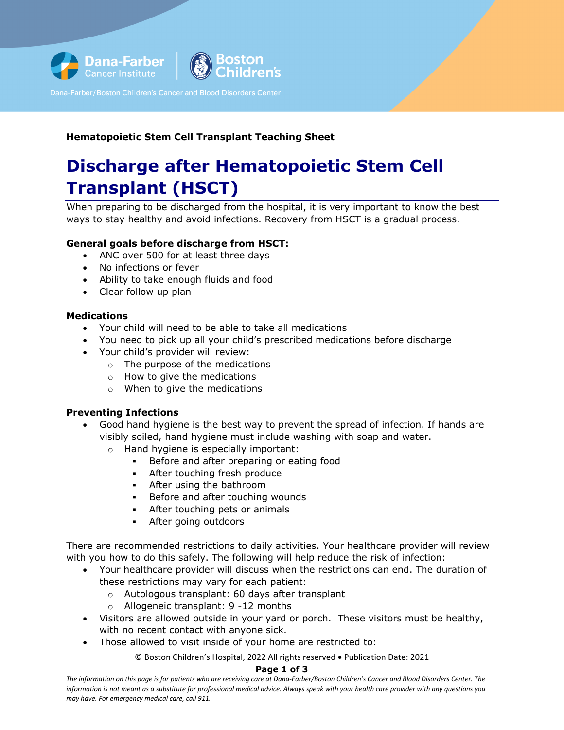**Hematopoietic Stem Cell Transplant Teaching Sheet**

# Discharge after Hematopoietic Stem Cell Transplant (HSCT)

When preparing to be discharged from the hospital, it is very important to know the best ways to stay healthy and avoid infections. Recovery from HSCT is a gradual process.

**General goals before discharge from HSCT:**

- ANC over 500 for at least three days
- No infections or fever
- Ability to take enough fluids and food
- Clear follow up plan

**Medications**

- Your child will need to be able to take all medications
- You need to pick up all your child's prescribed medications before discharge
- Your child's provider will review:
  - The purpose of the medications
  - How to give the medications
  - When to give the medications

**Preventing Infections**

- Good hand hygiene is the best way to prevent the spread of infection. If hands are visibly soiled, hand hygiene must include washing with soap and water.
  - Hand hygiene is especially important:
    - Before and after preparing or eating food
    - After touching fresh produce
    - After using the bathroom
    - Before and after touching wounds
    - After touching pets or animals
    - After going outdoors

There are recommended restrictions to daily activities. Your healthcare provider will review with you how to do this safely. The following will help reduce the risk of infection:

- Your healthcare provider will discuss when the restrictions can end. The duration of these restrictions may vary for each patient:
  - Autologous transplant: 60 days after transplant
  - Allogeneic transplant: 9 -12 months
- Visitors are allowed outside in your yard or porch. These visitors must be healthy, with no recent contact with anyone sick.
- Those allowed to visit inside of your home are restricted to:

© Boston Children's Hospital, 2022 All rights reserved • Publication Date: 2021

*The information on this page is for patients who are receiving care at Dana-Farber/Boston Children's Cancer and Blood Disorders Center. The information is not meant as a substitute for professional medical advice. Always speak with your health care provider with any questions you may have. For emergency medical care, call 911.*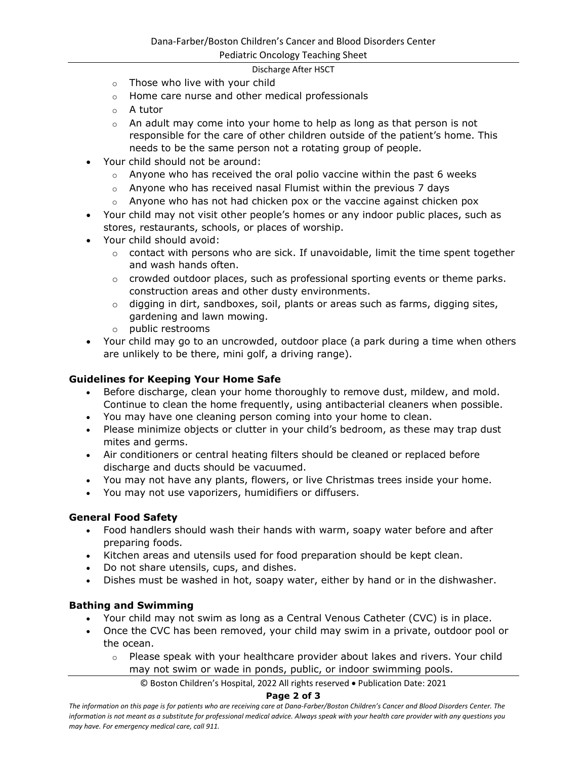- Those who live with your child
- Home care nurse and other medical professionals
- A tutor
- An adult may come into your home to help as long as that person is not responsible for the care of other children outside of the patient's home. This needs to be the same person not a rotating group of people.

- Your child should not be around:
  - Anyone who has received the oral polio vaccine within the past 6 weeks
  - Anyone who has received nasal Flumist within the previous 7 days
  - Anyone who has not had chicken pox or the vaccine against chicken pox
- Your child may not visit other people's homes or any indoor public places, such as stores, restaurants, schools, or places of worship.
- Your child should avoid:
  - contact with persons who are sick. If unavoidable, limit the time spent together and wash hands often.
  - crowded outdoor places, such as professional sporting events or theme parks. construction areas and other dusty environments.
  - digging in dirt, sandboxes, soil, plants or areas such as farms, digging sites, gardening and lawn mowing.
  - public restrooms
- Your child may go to an uncrowded, outdoor place (a park during a time when others are unlikely to be there, mini golf, a driving range).

### Guidelines for Keeping Your Home Safe

- Before discharge, clean your home thoroughly to remove dust, mildew, and mold. Continue to clean the home frequently, using antibacterial cleaners when possible.
- You may have one cleaning person coming into your home to clean.
- Please minimize objects or clutter in your child's bedroom, as these may trap dust mites and germs.
- Air conditioners or central heating filters should be cleaned or replaced before discharge and ducts should be vacuumed.
- You may not have any plants, flowers, or live Christmas trees inside your home.
- You may not use vaporizers, humidifiers or diffusers.

### General Food Safety

- Food handlers should wash their hands with warm, soapy water before and after preparing foods.
- Kitchen areas and utensils used for food preparation should be kept clean.
- Do not share utensils, cups, and dishes.
- Dishes must be washed in hot, soapy water, either by hand or in the dishwasher.

### Bathing and Swimming

- Your child may not swim as long as a Central Venous Catheter (CVC) is in place.
- Once the CVC has been removed, your child may swim in a private, outdoor pool or the ocean.
  - Please speak with your healthcare provider about lakes and rivers. Your child may not swim or wade in ponds, public, or indoor swimming pools.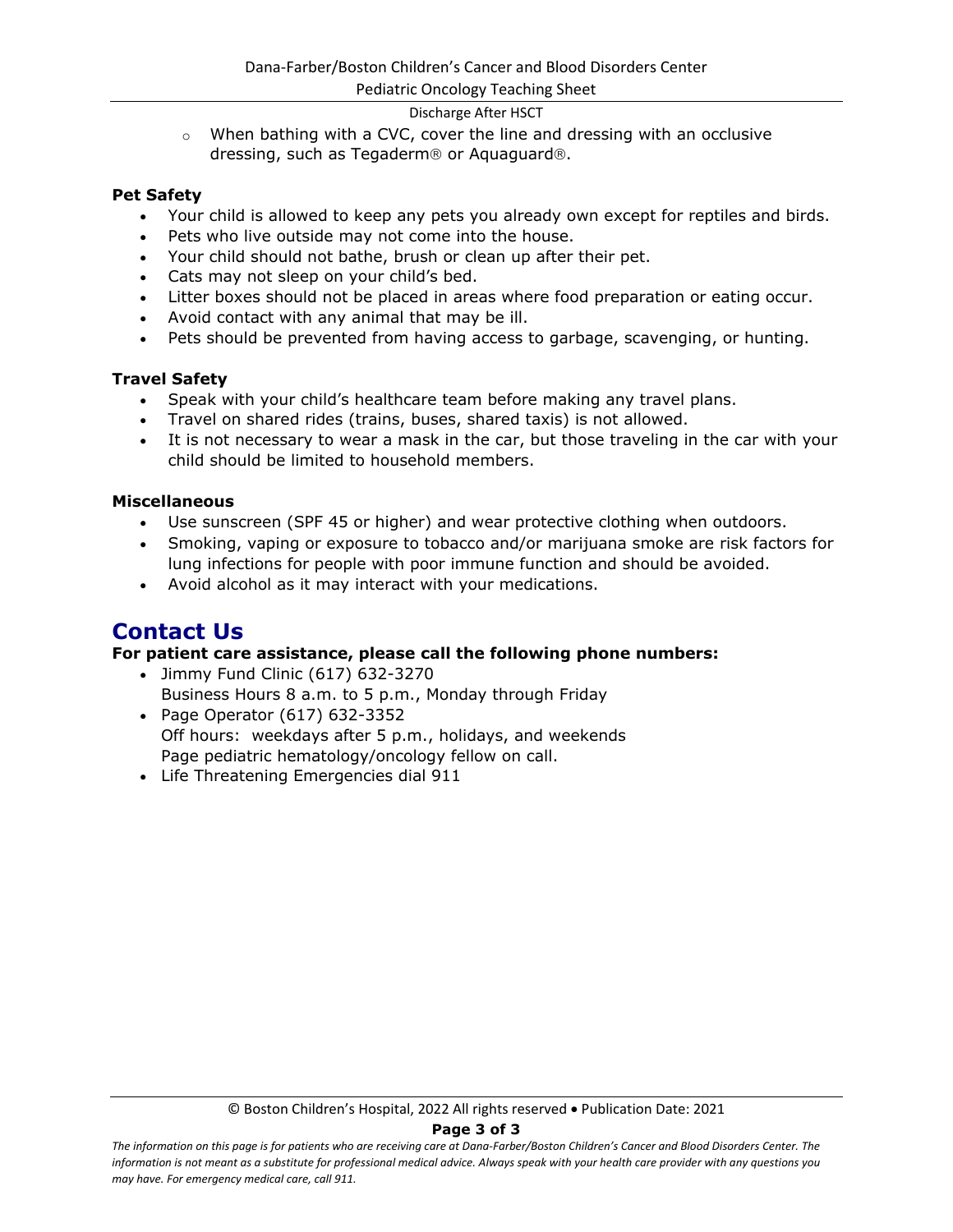- When bathing with a CVC, cover the line and dressing with an occlusive dressing, such as Tegaderm® or Aquaguard®.

**Pet Safety**

- Your child is allowed to keep any pets you already own except for reptiles and birds.
- Pets who live outside may not come into the house.
- Your child should not bathe, brush or clean up after their pet.
- Cats may not sleep on your child's bed.
- Litter boxes should not be placed in areas where food preparation or eating occur.
- Avoid contact with any animal that may be ill.
- Pets should be prevented from having access to garbage, scavenging, or hunting.

**Travel Safety**

- Speak with your child's healthcare team before making any travel plans.
- Travel on shared rides (trains, buses, shared taxis) is not allowed.
- It is not necessary to wear a mask in the car, but those traveling in the car with your child should be limited to household members.

**Miscellaneous**

- Use sunscreen (SPF 45 or higher) and wear protective clothing when outdoors.
- Smoking, vaping or exposure to tobacco and/or marijuana smoke are risk factors for lung infections for people with poor immune function and should be avoided.
- Avoid alcohol as it may interact with your medications.

## Contact Us

**For patient care assistance, please call the following phone numbers:**

- Jimmy Fund Clinic (617) 632-3270
  Business Hours 8 a.m. to 5 p.m., Monday through Friday
- Page Operator (617) 632-3352
  Off hours: weekdays after 5 p.m., holidays, and weekends
  Page pediatric hematology/oncology fellow on call.
- Life Threatening Emergencies dial 911

© Boston Children's Hospital, 2022 All rights reserved • Publication Date: 2021

*The information on this page is for patients who are receiving care at Dana-Farber/Boston Children's Cancer and Blood Disorders Center. The information is not meant as a substitute for professional medical advice. Always speak with your health care provider with any questions you may have. For emergency medical care, call 911.*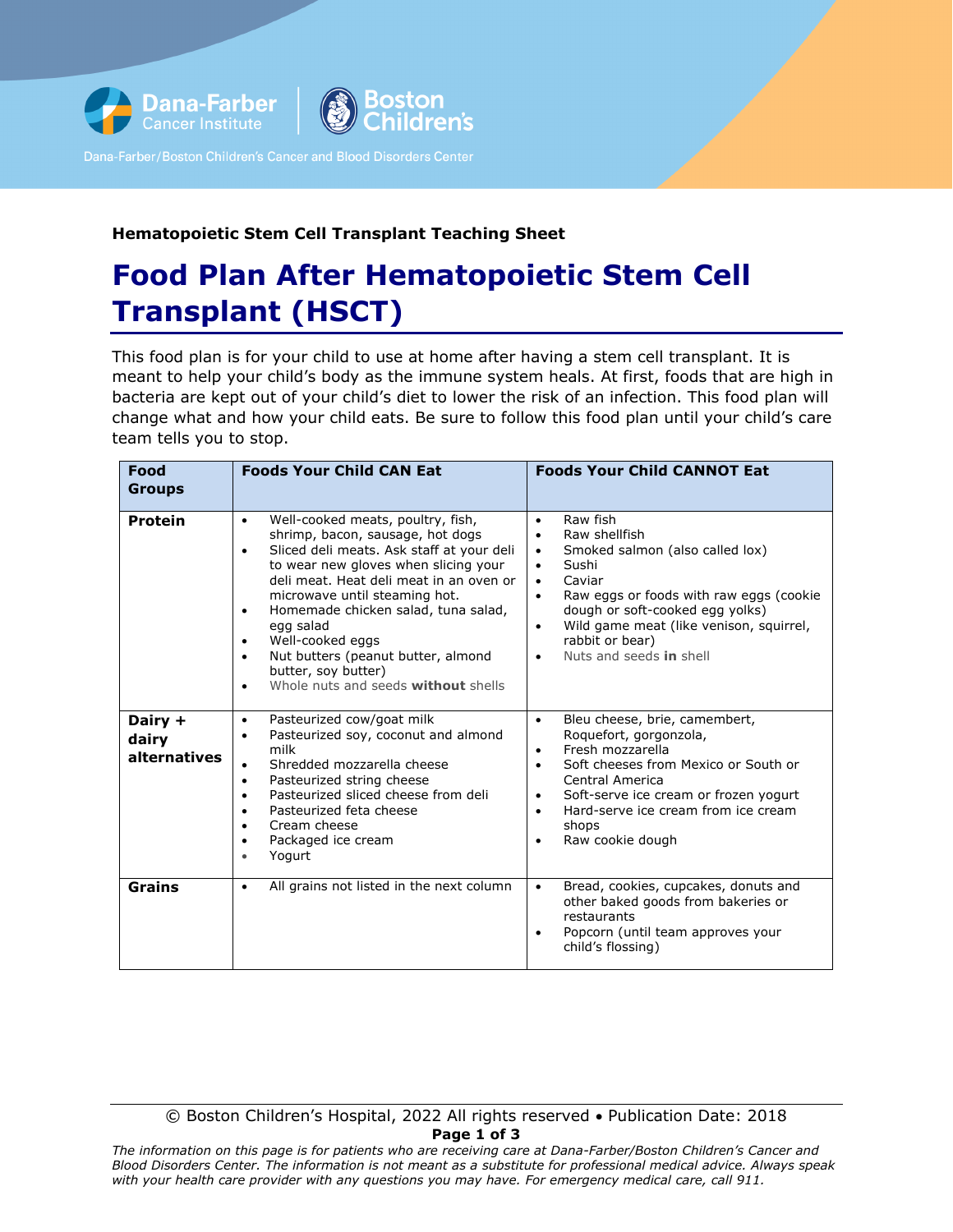Dana-Farber Cancer Institute | Boston Children's

Dana-Farber/Boston Children's Cancer and Blood Disorders Center

**Hematopoietic Stem Cell Transplant Teaching Sheet**

# Food Plan After Hematopoietic Stem Cell Transplant (HSCT)

This food plan is for your child to use at home after having a stem cell transplant. It is meant to help your child's body as the immune system heals. At first, foods that are high in bacteria are kept out of your child's diet to lower the risk of an infection. This food plan will change what and how your child eats. Be sure to follow this food plan until your child's care team tells you to stop.

| Food Groups | Foods Your Child CAN Eat | Foods Your Child CANNOT Eat |
|---|---|---|
| **Protein** | • Well-cooked meats, poultry, fish, shrimp, bacon, sausage, hot dogs<br>• Sliced deli meats. Ask staff at your deli to wear new gloves when slicing your deli meat. Heat deli meat in an oven or microwave until steaming hot.<br>• Homemade chicken salad, tuna salad, egg salad<br>• Well-cooked eggs<br>• Nut butters (peanut butter, almond butter, soy butter)<br>• Whole nuts and seeds **without** shells | • Raw fish<br>• Raw shellfish<br>• Smoked salmon (also called lox)<br>• Sushi<br>• Caviar<br>• Raw eggs or foods with raw eggs (cookie dough or soft-cooked egg yolks)<br>• Wild game meat (like venison, squirrel, rabbit or bear)<br>• Nuts and seeds **in** shell |
| **Dairy + dairy alternatives** | • Pasteurized cow/goat milk<br>• Pasteurized soy, coconut and almond milk<br>• Shredded mozzarella cheese<br>• Pasteurized string cheese<br>• Pasteurized sliced cheese from deli<br>• Pasteurized feta cheese<br>• Cream cheese<br>• Packaged ice cream<br>• Yogurt | • Bleu cheese, brie, camembert, Roquefort, gorgonzola,<br>• Fresh mozzarella<br>• Soft cheeses from Mexico or South or Central America<br>• Soft-serve ice cream or frozen yogurt<br>• Hard-serve ice cream from ice cream shops<br>• Raw cookie dough |
| **Grains** | • All grains not listed in the next column | • Bread, cookies, cupcakes, donuts and other baked goods from bakeries or restaurants<br>• Popcorn (until team approves your child's flossing) |

© Boston Children's Hospital, 2022 All rights reserved • Publication Date: 2018

*The information on this page is for patients who are receiving care at Dana-Farber/Boston Children's Cancer and Blood Disorders Center. The information is not meant as a substitute for professional medical advice. Always speak with your health care provider with any questions you may have. For emergency medical care, call 911.*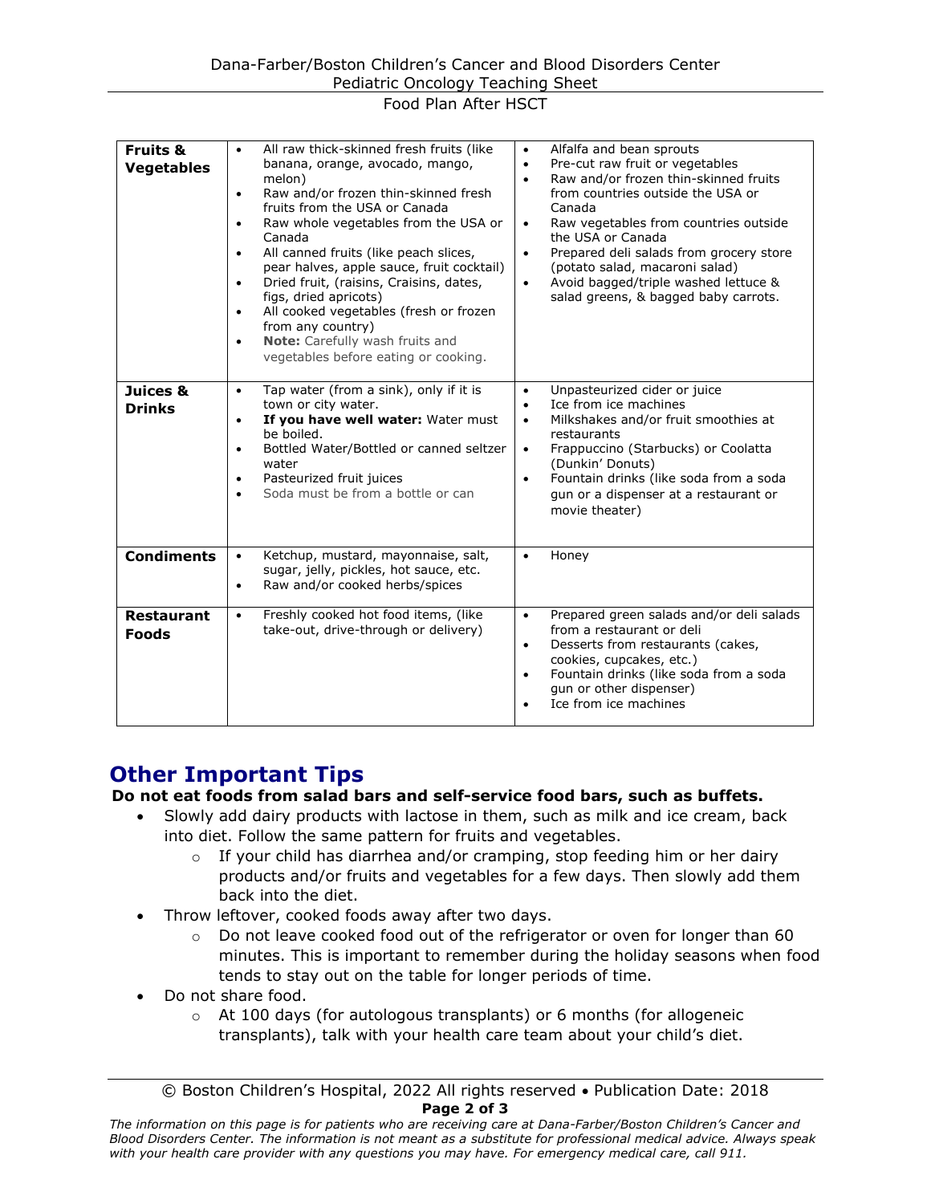| Fruits & Vegetables | • All raw thick-skinned fresh fruits (like banana, orange, avocado, mango, melon)<br>• Raw and/or frozen thin-skinned fresh fruits from the USA or Canada<br>• Raw whole vegetables from the USA or Canada<br>• All canned fruits (like peach slices, pear halves, apple sauce, fruit cocktail)<br>• Dried fruit, (raisins, Craisins, dates, figs, dried apricots)<br>• All cooked vegetables (fresh or frozen from any country)<br>• **Note:** Carefully wash fruits and vegetables before eating or cooking. | • Alfalfa and bean sprouts<br>• Pre-cut raw fruit or vegetables<br>• Raw and/or frozen thin-skinned fruits from countries outside the USA or Canada<br>• Raw vegetables from countries outside the USA or Canada<br>• Prepared deli salads from grocery store (potato salad, macaroni salad)<br>• Avoid bagged/triple washed lettuce & salad greens, & bagged baby carrots. |
|---|---|---|
| **Juices & Drinks** | • Tap water (from a sink), only if it is town or city water.<br>• **If you have well water:** Water must be boiled.<br>• Bottled Water/Bottled or canned seltzer water<br>• Pasteurized fruit juices<br>• Soda must be from a bottle or can | • Unpasteurized cider or juice<br>• Ice from ice machines<br>• Milkshakes and/or fruit smoothies at restaurants<br>• Frappuccino (Starbucks) or Coolatta (Dunkin' Donuts)<br>• Fountain drinks (like soda from a soda gun or a dispenser at a restaurant or movie theater) |
| **Condiments** | • Ketchup, mustard, mayonnaise, salt, sugar, jelly, pickles, hot sauce, etc.<br>• Raw and/or cooked herbs/spices | • Honey |
| **Restaurant Foods** | • Freshly cooked hot food items, (like take-out, drive-through or delivery) | • Prepared green salads and/or deli salads from a restaurant or deli<br>• Desserts from restaurants (cakes, cookies, cupcakes, etc.)<br>• Fountain drinks (like soda from a soda gun or other dispenser)<br>• Ice from ice machines |

## Other Important Tips

**Do not eat foods from salad bars and self-service food bars, such as buffets.**

- Slowly add dairy products with lactose in them, such as milk and ice cream, back into diet. Follow the same pattern for fruits and vegetables.
  - If your child has diarrhea and/or cramping, stop feeding him or her dairy products and/or fruits and vegetables for a few days. Then slowly add them back into the diet.
- Throw leftover, cooked foods away after two days.
  - Do not leave cooked food out of the refrigerator or oven for longer than 60 minutes. This is important to remember during the holiday seasons when food tends to stay out on the table for longer periods of time.
- Do not share food.
  - At 100 days (for autologous transplants) or 6 months (for allogeneic transplants), talk with your health care team about your child's diet.

© Boston Children's Hospital, 2022 All rights reserved • Publication Date: 2018

*The information on this page is for patients who are receiving care at Dana-Farber/Boston Children's Cancer and Blood Disorders Center. The information is not meant as a substitute for professional medical advice. Always speak with your health care provider with any questions you may have. For emergency medical care, call 911.*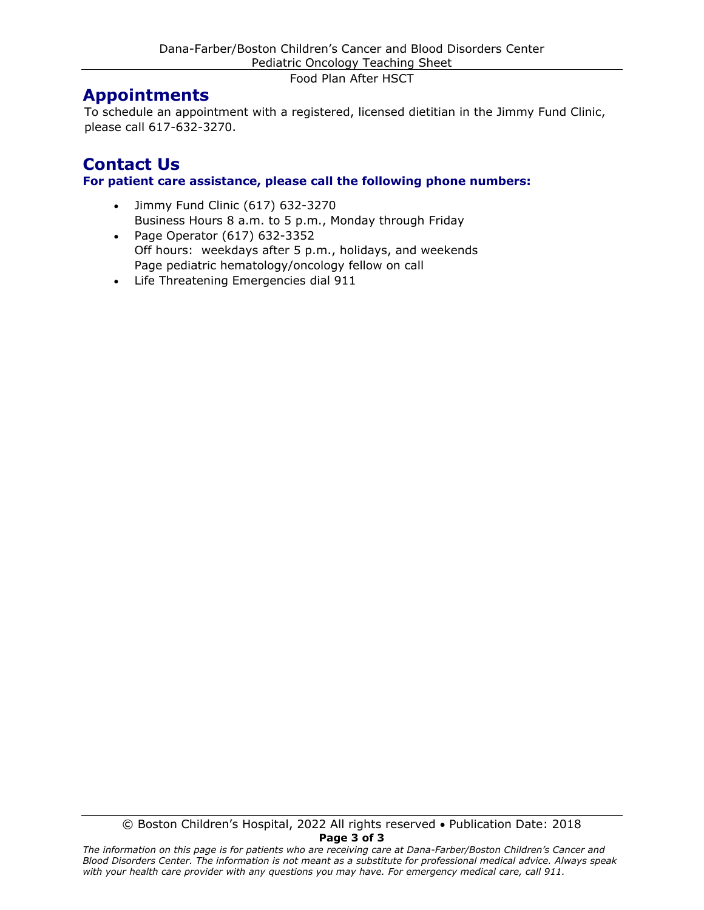## Appointments

To schedule an appointment with a registered, licensed dietitian in the Jimmy Fund Clinic, please call 617-632-3270.

## Contact Us

**For patient care assistance, please call the following phone numbers:**

- Jimmy Fund Clinic (617) 632-3270
  Business Hours 8 a.m. to 5 p.m., Monday through Friday
- Page Operator (617) 632-3352
  Off hours: weekdays after 5 p.m., holidays, and weekends
  Page pediatric hematology/oncology fellow on call
- Life Threatening Emergencies dial 911

© Boston Children's Hospital, 2022 All rights reserved • Publication Date: 2018

*The information on this page is for patients who are receiving care at Dana-Farber/Boston Children's Cancer and Blood Disorders Center. The information is not meant as a substitute for professional medical advice. Always speak with your health care provider with any questions you may have. For emergency medical care, call 911.*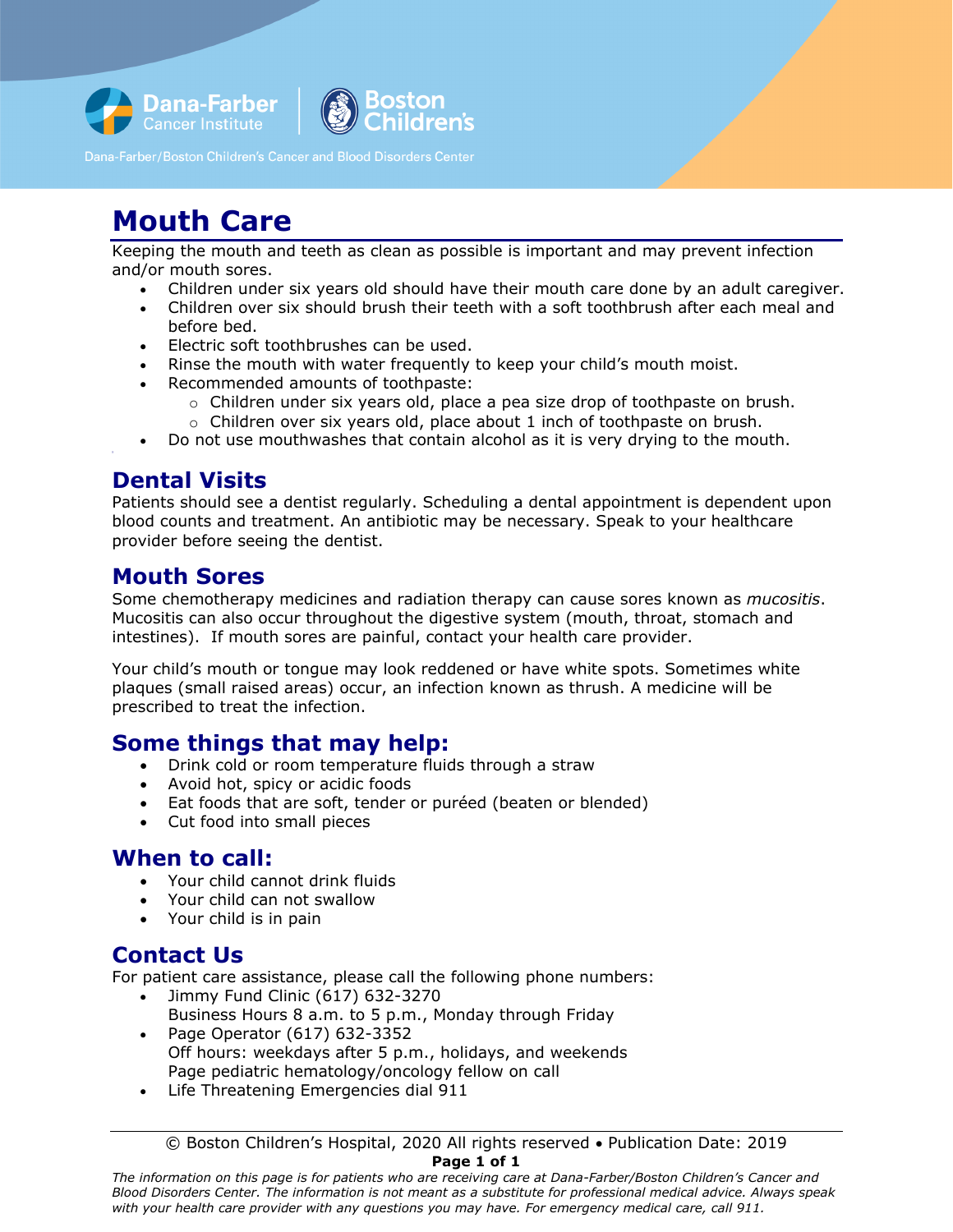Dana-Farber Cancer Institute | Boston Children's

Dana-Farber/Boston Children's Cancer and Blood Disorders Center

# Mouth Care

Keeping the mouth and teeth as clean as possible is important and may prevent infection and/or mouth sores.

- Children under six years old should have their mouth care done by an adult caregiver.
- Children over six should brush their teeth with a soft toothbrush after each meal and before bed.
- Electric soft toothbrushes can be used.
- Rinse the mouth with water frequently to keep your child's mouth moist.
- Recommended amounts of toothpaste:
  - Children under six years old, place a pea size drop of toothpaste on brush.
  - Children over six years old, place about 1 inch of toothpaste on brush.
- Do not use mouthwashes that contain alcohol as it is very drying to the mouth.

## Dental Visits

Patients should see a dentist regularly. Scheduling a dental appointment is dependent upon blood counts and treatment. An antibiotic may be necessary. Speak to your healthcare provider before seeing the dentist.

## Mouth Sores

Some chemotherapy medicines and radiation therapy can cause sores known as *mucositis*. Mucositis can also occur throughout the digestive system (mouth, throat, stomach and intestines). If mouth sores are painful, contact your health care provider.

Your child's mouth or tongue may look reddened or have white spots. Sometimes white plaques (small raised areas) occur, an infection known as thrush. A medicine will be prescribed to treat the infection.

## Some things that may help:

- Drink cold or room temperature fluids through a straw
- Avoid hot, spicy or acidic foods
- Eat foods that are soft, tender or puréed (beaten or blended)
- Cut food into small pieces

## When to call:

- Your child cannot drink fluids
- Your child can not swallow
- Your child is in pain

## Contact Us

For patient care assistance, please call the following phone numbers:

- Jimmy Fund Clinic (617) 632-3270
  Business Hours 8 a.m. to 5 p.m., Monday through Friday
- Page Operator (617) 632-3352
  Off hours: weekdays after 5 p.m., holidays, and weekends
  Page pediatric hematology/oncology fellow on call
- Life Threatening Emergencies dial 911

© Boston Children's Hospital, 2020 All rights reserved • Publication Date: 2019

*The information on this page is for patients who are receiving care at Dana-Farber/Boston Children's Cancer and Blood Disorders Center. The information is not meant as a substitute for professional medical advice. Always speak with your health care provider with any questions you may have. For emergency medical care, call 911.*